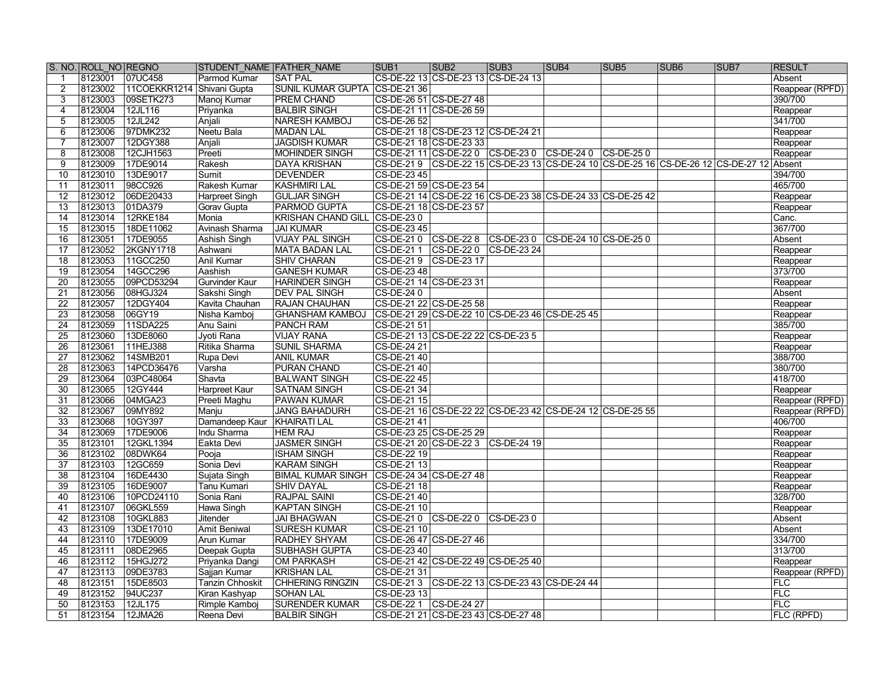| S. NO. | ROLL_NO | REGNO | STUDENT_NAME | FATHER_NAME | SUB1 | SUB2 | SUB3 | SUB4 | SUB5 | SUB6 | SUB7 | RESULT |
|---|---|---|---|---|---|---|---|---|---|---|---|---|
| 1 | 8123001 | 07UC458 | Parmod Kumar | SAT PAL | CS-DE-22 13 | CS-DE-23 13 | CS-DE-24 13 | | | | | Absent |
| 2 | 8123002 | 11COEKKR1214 | Shivani Gupta | SUNIL KUMAR GUPTA | CS-DE-21 36 | | | | | | | Reappear (RPFD) |
| 3 | 8123003 | 09SETK273 | Manoj Kumar | PREM CHAND | CS-DE-26 51 | CS-DE-27 48 | | | | | | 390/700 |
| 4 | 8123004 | 12JL116 | Priyanka | BALBIR SINGH | CS-DE-21 11 | CS-DE-26 59 | | | | | | Reappear |
| 5 | 8123005 | 12JL242 | Anjali | NARESH KAMBOJ | CS-DE-26 52 | | | | | | | 341/700 |
| 6 | 8123006 | 97DMK232 | Neetu Bala | MADAN LAL | CS-DE-21 18 | CS-DE-23 12 | CS-DE-24 21 | | | | | Reappear |
| 7 | 8123007 | 12DGY388 | Anjali | JAGDISH KUMAR | CS-DE-21 18 | CS-DE-23 33 | | | | | | Reappear |
| 8 | 8123008 | 12CJH1563 | Preeti | MOHINDER SINGH | CS-DE-21 11 | CS-DE-22 0 | CS-DE-23 0 | CS-DE-24 0 | CS-DE-25 0 | | | Reappear |
| 9 | 8123009 | 17DE9014 | Rakesh | DAYA KRISHAN | CS-DE-21 9 | CS-DE-22 15 | CS-DE-23 13 | CS-DE-24 10 | CS-DE-25 16 | CS-DE-26 12 | CS-DE-27 12 | Absent |
| 10 | 8123010 | 13DE9017 | Sumit | DEVENDER | CS-DE-23 45 | | | | | | | 394/700 |
| 11 | 8123011 | 98CC926 | Rakesh Kumar | KASHMIRI LAL | CS-DE-21 59 | CS-DE-23 54 | | | | | | 465/700 |
| 12 | 8123012 | 06DE20433 | Harpreet Singh | GULJAR SINGH | CS-DE-21 14 | CS-DE-22 16 | CS-DE-23 38 | CS-DE-24 33 | CS-DE-25 42 | | | Reappear |
| 13 | 8123013 | 01DA379 | Gorav Gupta | PARMOD GUPTA | CS-DE-21 18 | CS-DE-23 57 | | | | | | Reappear |
| 14 | 8123014 | 12RKE184 | Monia | KRISHAN CHAND GILL | CS-DE-23 0 | | | | | | | Canc. |
| 15 | 8123015 | 18DE11062 | Avinash Sharma | JAI KUMAR | CS-DE-23 45 | | | | | | | 367/700 |
| 16 | 8123051 | 17DE9055 | Ashish Singh | VIJAY PAL SINGH | CS-DE-21 0 | CS-DE-22 8 | CS-DE-23 0 | CS-DE-24 10 | CS-DE-25 0 | | | Absent |
| 17 | 8123052 | 2KGNY1718 | Ashwani | MATA BADAN LAL | CS-DE-21 1 | CS-DE-22 0 | CS-DE-23 24 | | | | | Reappear |
| 18 | 8123053 | 11GCC250 | Anil Kumar | SHIV CHARAN | CS-DE-21 9 | CS-DE-23 17 | | | | | | Reappear |
| 19 | 8123054 | 14GCC296 | Aashish | GANESH KUMAR | CS-DE-23 48 | | | | | | | 373/700 |
| 20 | 8123055 | 09PCD53294 | Gurvinder Kaur | HARINDER SINGH | CS-DE-21 14 | CS-DE-23 31 | | | | | | Reappear |
| 21 | 8123056 | 08HGJ324 | Sakshi Singh | DEV PAL SINGH | CS-DE-24 0 | | | | | | | Absent |
| 22 | 8123057 | 12DGY404 | Kavita Chauhan | RAJAN CHAUHAN | CS-DE-21 22 | CS-DE-25 58 | | | | | | Reappear |
| 23 | 8123058 | 06GY19 | Nisha Kamboj | GHANSHAM KAMBOJ | CS-DE-21 29 | CS-DE-22 10 | CS-DE-23 46 | CS-DE-25 45 | | | | Reappear |
| 24 | 8123059 | 11SDA225 | Anu Saini | PANCH RAM | CS-DE-21 51 | | | | | | | 385/700 |
| 25 | 8123060 | 13DE8060 | Jyoti Rana | VIJAY RANA | CS-DE-21 13 | CS-DE-22 22 | CS-DE-23 5 | | | | | Reappear |
| 26 | 8123061 | 11HEJ388 | Ritika Sharma | SUNIL SHARMA | CS-DE-24 21 | | | | | | | Reappear |
| 27 | 8123062 | 14SMB201 | Rupa Devi | ANIL KUMAR | CS-DE-21 40 | | | | | | | 388/700 |
| 28 | 8123063 | 14PCD36476 | Varsha | PURAN CHAND | CS-DE-21 40 | | | | | | | 380/700 |
| 29 | 8123064 | 03PC48064 | Shavta | BALWANT SINGH | CS-DE-22 45 | | | | | | | 418/700 |
| 30 | 8123065 | 12GY444 | Harpreet Kaur | SATNAM SINGH | CS-DE-21 34 | | | | | | | Reappear |
| 31 | 8123066 | 04MGA23 | Preeti Maghu | PAWAN KUMAR | CS-DE-21 15 | | | | | | | Reappear (RPFD) |
| 32 | 8123067 | 09MY892 | Manju | JANG BAHADURH | CS-DE-21 16 | CS-DE-22 22 | CS-DE-23 42 | CS-DE-24 12 | CS-DE-25 55 | | | Reappear (RPFD) |
| 33 | 8123068 | 10GY397 | Damandeep Kaur | KHAIRATI LAL | CS-DE-21 41 | | | | | | | 406/700 |
| 34 | 8123069 | 17DE9006 | Indu Sharma | HEM RAJ | CS-DE-23 25 | CS-DE-25 29 | | | | | | Reappear |
| 35 | 8123101 | 12GKL1394 | Eakta Devi | JASMER SINGH | CS-DE-21 20 | CS-DE-22 3 | CS-DE-24 19 | | | | | Reappear |
| 36 | 8123102 | 08DWK64 | Pooja | ISHAM SINGH | CS-DE-22 19 | | | | | | | Reappear |
| 37 | 8123103 | 12GC659 | Sonia Devi | KARAM SINGH | CS-DE-21 13 | | | | | | | Reappear |
| 38 | 8123104 | 16DE4430 | Sujata Singh | BIMAL KUMAR SINGH | CS-DE-24 34 | CS-DE-27 48 | | | | | | Reappear |
| 39 | 8123105 | 16DE9007 | Tanu Kumari | SHIV DAYAL | CS-DE-21 18 | | | | | | | Reappear |
| 40 | 8123106 | 10PCD24110 | Sonia Rani | RAJPAL SAINI | CS-DE-21 40 | | | | | | | 328/700 |
| 41 | 8123107 | 06GKL559 | Hawa Singh | KAPTAN SINGH | CS-DE-21 10 | | | | | | | Reappear |
| 42 | 8123108 | 10GKL883 | Jitender | JAI BHAGWAN | CS-DE-21 0 | CS-DE-22 0 | CS-DE-23 0 | | | | | Absent |
| 43 | 8123109 | 13DE17010 | Amit Beniwal | SURESH KUMAR | CS-DE-21 10 | | | | | | | Absent |
| 44 | 8123110 | 17DE9009 | Arun Kumar | RADHEY SHYAM | CS-DE-26 47 | CS-DE-27 46 | | | | | | 334/700 |
| 45 | 8123111 | 08DE2965 | Deepak Gupta | SUBHASH GUPTA | CS-DE-23 40 | | | | | | | 313/700 |
| 46 | 8123112 | 15HGJ272 | Priyanka Dangi | OM PARKASH | CS-DE-21 42 | CS-DE-22 49 | CS-DE-25 40 | | | | | Reappear |
| 47 | 8123113 | 09DE3783 | Sajjan Kumar | KRISHAN LAL | CS-DE-21 31 | | | | | | | Reappear (RPFD) |
| 48 | 8123151 | 15DE8503 | Tanzin Chhoskit | CHHERING RINGZIN | CS-DE-21 3 | CS-DE-22 13 | CS-DE-23 43 | CS-DE-24 44 | | | | FLC |
| 49 | 8123152 | 94UC237 | Kiran Kashyap | SOHAN LAL | CS-DE-23 13 | | | | | | | FLC |
| 50 | 8123153 | 12JL175 | Rimple Kamboj | SURENDER KUMAR | CS-DE-22 1 | CS-DE-24 27 | | | | | | FLC |
| 51 | 8123154 | 12JMA26 | Reena Devi | BALBIR SINGH | CS-DE-21 21 | CS-DE-23 43 | CS-DE-27 48 | | | | | FLC (RPFD) |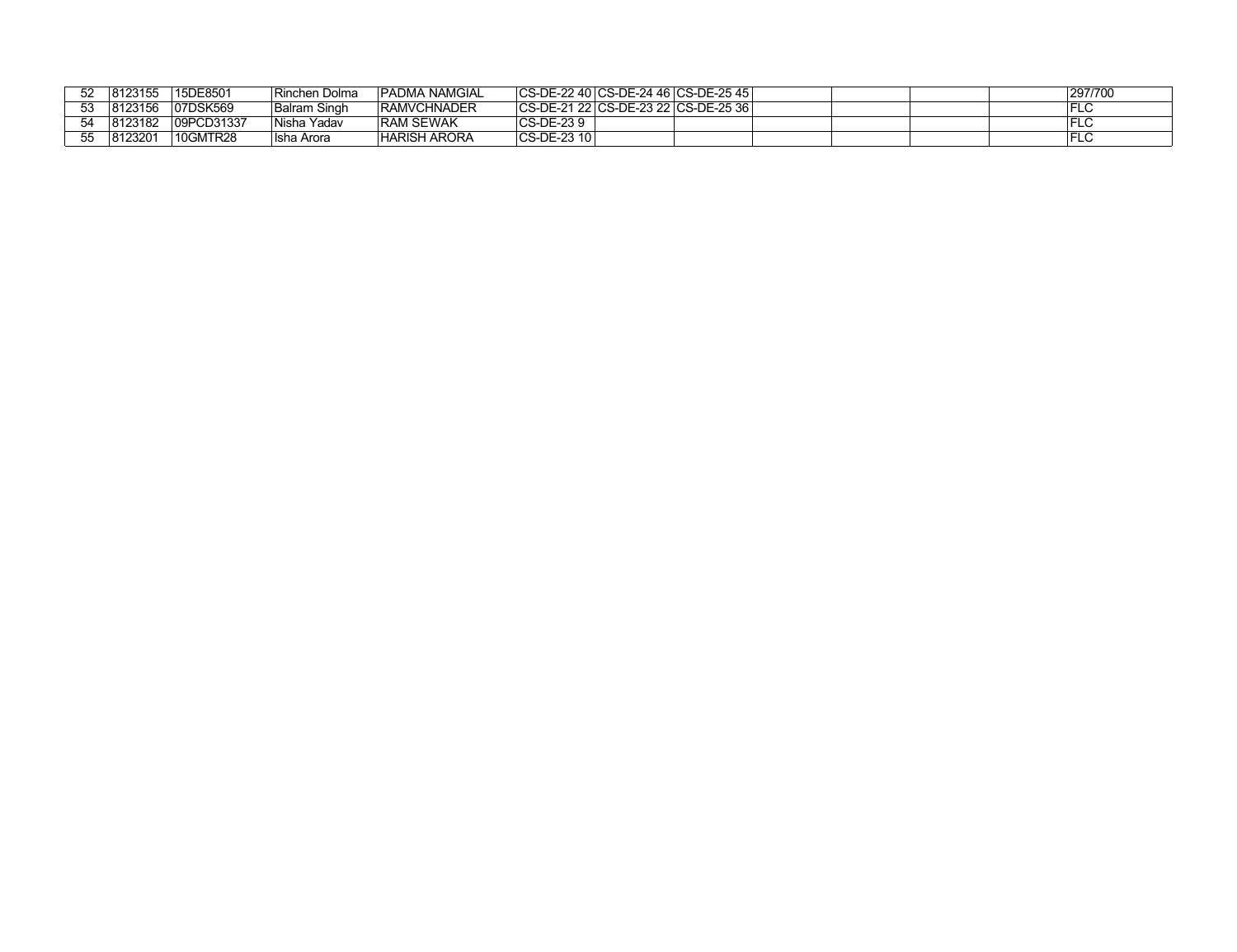| | | | | | | | | | | | | |
|---|---|---|---|---|---|---|---|---|---|---|---|---|
| 52 | 8123155 | 15DE8501 | Rinchen Dolma | PADMA NAMGIAL | CS-DE-22 40 | CS-DE-24 46 | CS-DE-25 45 | | | | | 297/700 |
| 53 | 8123156 | 07DSK569 | Balram Singh | RAMVCHNADER | CS-DE-21 22 | CS-DE-23 22 | CS-DE-25 36 | | | | | FLC |
| 54 | 8123182 | 09PCD31337 | Nisha Yadav | RAM SEWAK | CS-DE-23 9 | | | | | | | FLC |
| 55 | 8123201 | 10GMTR28 | Isha Arora | HARISH ARORA | CS-DE-23 10 | | | | | | | FLC |